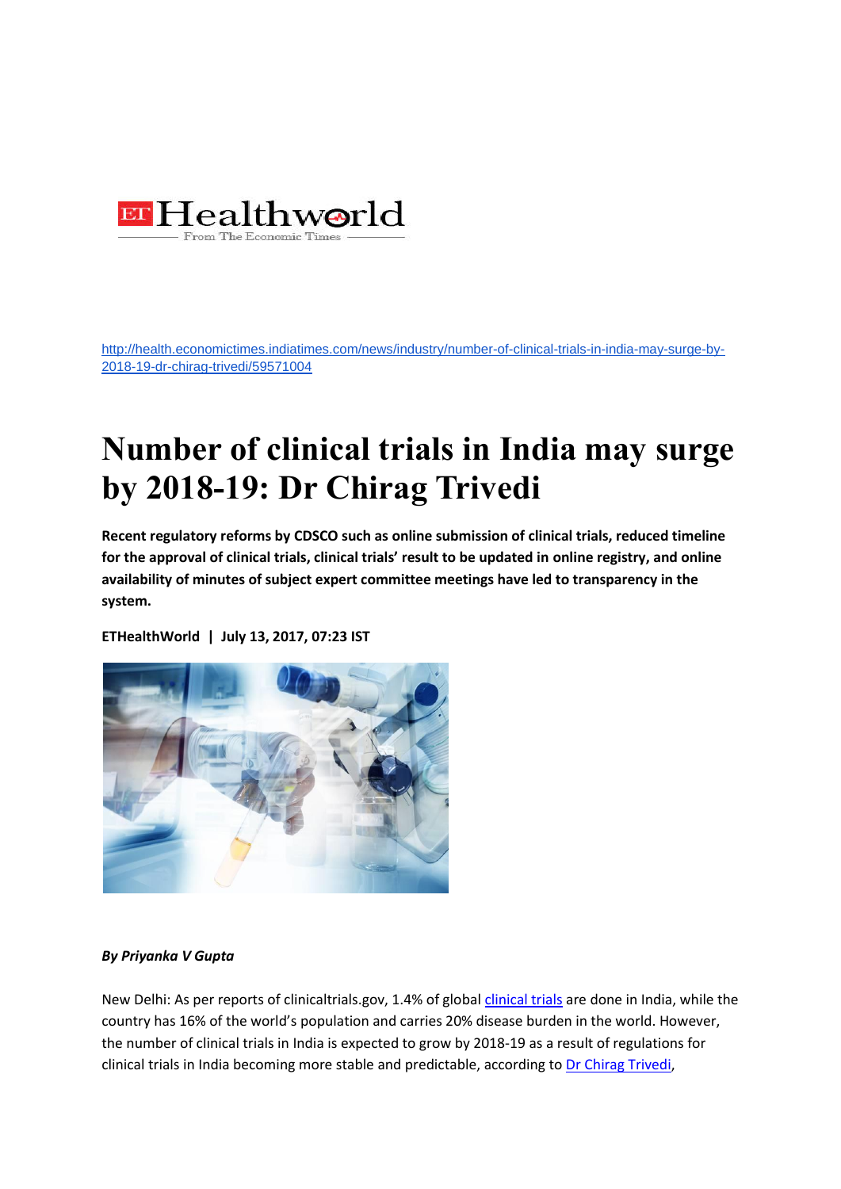ETHealthworld
From The Economic Times

http://health.economictimes.indiatimes.com/news/industry/number-of-clinical-trials-in-india-may-surge-by-2018-19-dr-chirag-trivedi/59571004

# Number of clinical trials in India may surge by 2018-19: Dr Chirag Trivedi

**Recent regulatory reforms by CDSCO such as online submission of clinical trials, reduced timeline for the approval of clinical trials, clinical trials' result to be updated in online registry, and online availability of minutes of subject expert committee meetings have led to transparency in the system.**

**ETHealthWorld | July 13, 2017, 07:23 IST**

***By Priyanka V Gupta***

New Delhi: As per reports of clinicaltrials.gov, 1.4% of global clinical trials are done in India, while the country has 16% of the world's population and carries 20% disease burden in the world. However, the number of clinical trials in India is expected to grow by 2018-19 as a result of regulations for clinical trials in India becoming more stable and predictable, according to Dr Chirag Trivedi,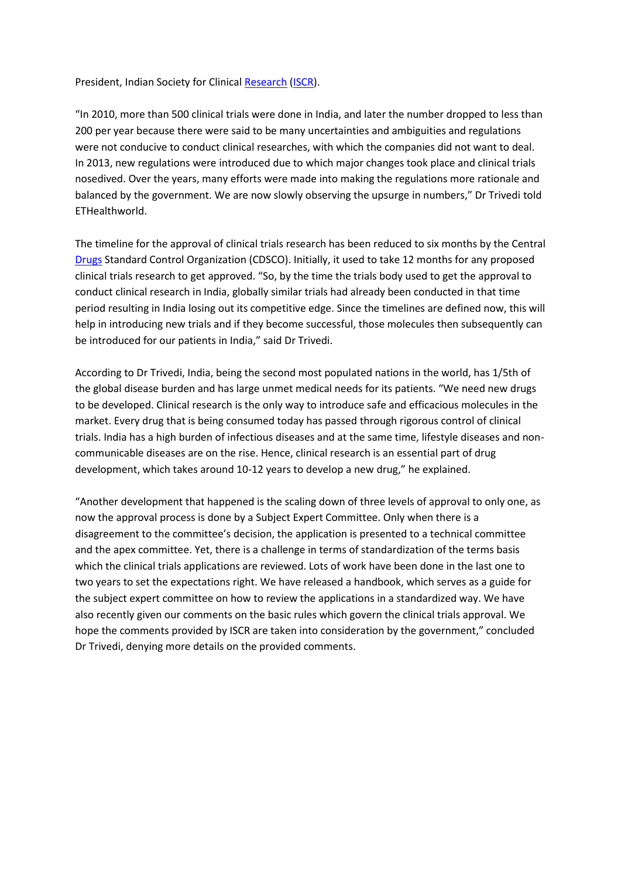President, Indian Society for Clinical Research (ISCR).

"In 2010, more than 500 clinical trials were done in India, and later the number dropped to less than 200 per year because there were said to be many uncertainties and ambiguities and regulations were not conducive to conduct clinical researches, with which the companies did not want to deal. In 2013, new regulations were introduced due to which major changes took place and clinical trials nosedived. Over the years, many efforts were made into making the regulations more rationale and balanced by the government. We are now slowly observing the upsurge in numbers," Dr Trivedi told ETHealthworld.

The timeline for the approval of clinical trials research has been reduced to six months by the Central Drugs Standard Control Organization (CDSCO). Initially, it used to take 12 months for any proposed clinical trials research to get approved. "So, by the time the trials body used to get the approval to conduct clinical research in India, globally similar trials had already been conducted in that time period resulting in India losing out its competitive edge. Since the timelines are defined now, this will help in introducing new trials and if they become successful, those molecules then subsequently can be introduced for our patients in India," said Dr Trivedi.

According to Dr Trivedi, India, being the second most populated nations in the world, has 1/5th of the global disease burden and has large unmet medical needs for its patients. "We need new drugs to be developed. Clinical research is the only way to introduce safe and efficacious molecules in the market. Every drug that is being consumed today has passed through rigorous control of clinical trials. India has a high burden of infectious diseases and at the same time, lifestyle diseases and non-communicable diseases are on the rise. Hence, clinical research is an essential part of drug development, which takes around 10-12 years to develop a new drug," he explained.

"Another development that happened is the scaling down of three levels of approval to only one, as now the approval process is done by a Subject Expert Committee. Only when there is a disagreement to the committee's decision, the application is presented to a technical committee and the apex committee. Yet, there is a challenge in terms of standardization of the terms basis which the clinical trials applications are reviewed. Lots of work have been done in the last one to two years to set the expectations right. We have released a handbook, which serves as a guide for the subject expert committee on how to review the applications in a standardized way. We have also recently given our comments on the basic rules which govern the clinical trials approval. We hope the comments provided by ISCR are taken into consideration by the government," concluded Dr Trivedi, denying more details on the provided comments.